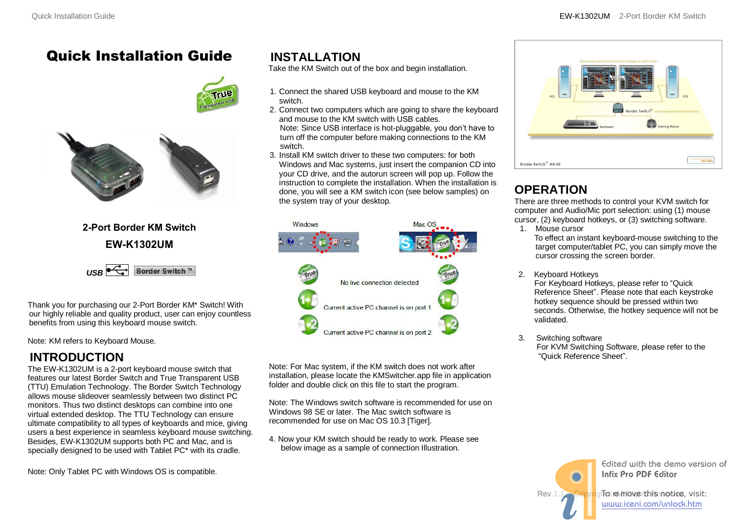# Quick Installation Guide

**2-Port Border KM Switch**

**EW-K1302UM**

*USB* Border Switch ™

Thank you for purchasing our 2-Port Border KM* Switch! With our highly reliable and quality product, user can enjoy countless benefits from using this keyboard mouse switch.

Note: KM refers to Keyboard Mouse.

## INTRODUCTION

The EW-K1302UM is a 2-port keyboard mouse switch that features our latest Border Switch and True Transparent USB (TTU) Emulation Technology. The Border Switch Technology allows mouse slideover seamlessly between two distinct PC monitors. Thus two distinct desktops can combine into one virtual extended desktop. The TTU Technology can ensure ultimate compatibility to all types of keyboards and mice, giving users a best experience in seamless keyboard mouse switching. Besides, EW-K1302UM supports both PC and Mac, and is specially designed to be used with Tablet PC* with its cradle.

Note: Only Tablet PC with Windows OS is compatible.

## INSTALLATION

Take the KM Switch out of the box and begin installation.

1. Connect the shared USB keyboard and mouse to the KM switch.
2. Connect two computers which are going to share the keyboard and mouse to the KM switch with USB cables.
   Note: Since USB interface is hot-pluggable, you don't have to turn off the computer before making connections to the KM switch.
3. Install KM switch driver to these two computers: for both Windows and Mac systems, just insert the companion CD into your CD drive, and the autorun screen will pop up. Follow the instruction to complete the installation. When the installation is done, you will see a KM switch icon (see below samples) on the system tray of your desktop.

Windows | Mac OS

No live connection detected

Current active PC channel is on port 1

Current active PC channel is on port 2

Note: For Mac system, if the KM switch does not work after installation, please locate the KMSwitcher.app file in application folder and double click on this file to start the program.

Note: The Windows switch software is recommended for use on Windows 98 SE or later. The Mac switch software is recommended for use on Mac OS 10.3 [Tiger].

4. Now your KM switch should be ready to work. Please see below image as a sample of connection Illustration.

## OPERATION

There are three methods to control your KVM switch for computer and Audio/Mic port selection: using (1) mouse cursor, (2) keyboard hotkeys, or (3) switching software.

1. Mouse cursor
   To effect an instant keyboard-mouse switching to the target computer/tablet PC, you can simply move the cursor crossing the screen border.

2. Keyboard Hotkeys
   For Keyboard Hotkeys, please refer to "Quick Reference Sheet". Please note that each keystroke hotkey sequence should be pressed within two seconds. Otherwise, the hotkey sequence will not be validated.

3. Switching software
   For KVM Switching Software, please refer to the "Quick Reference Sheet".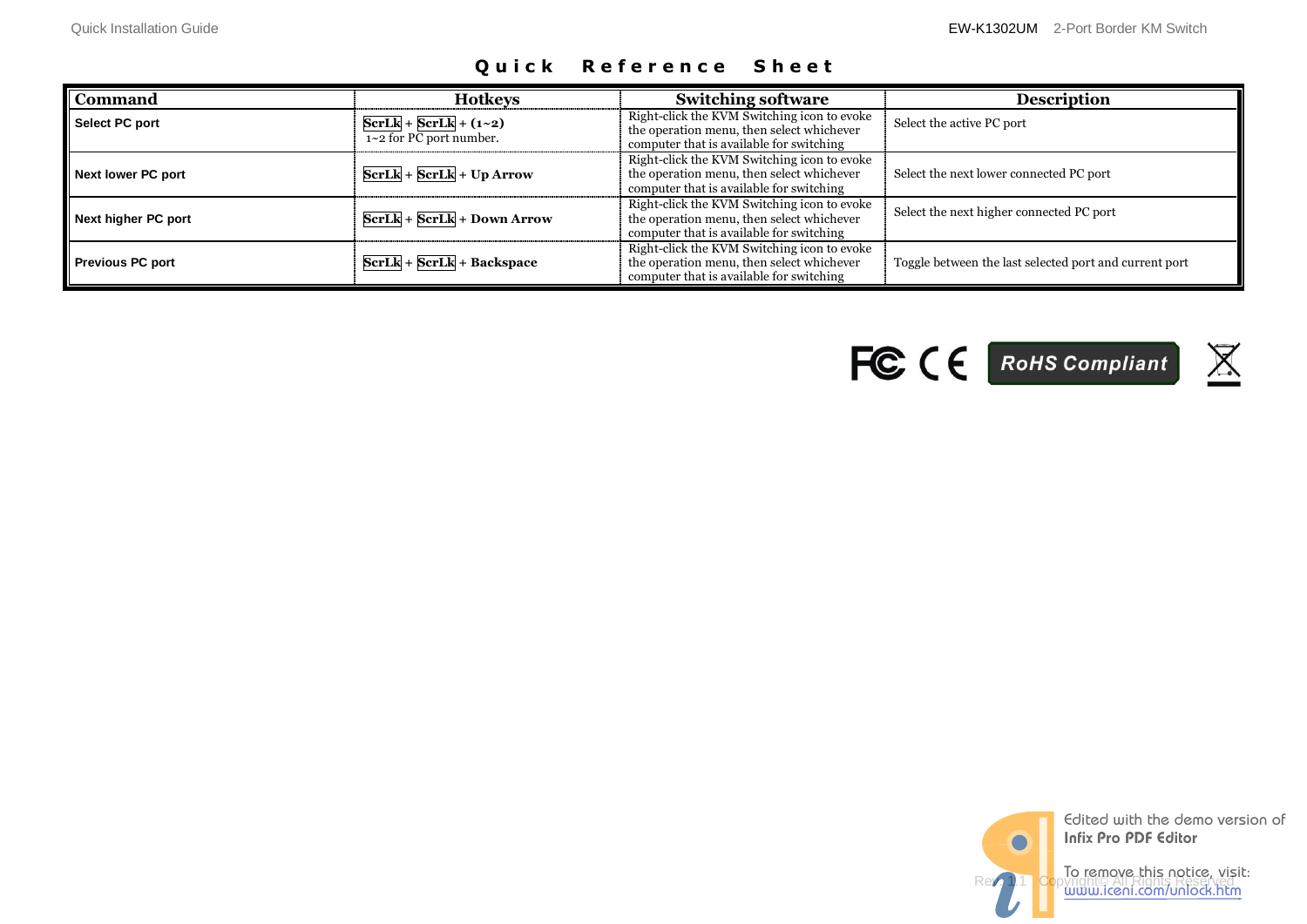# Quick Reference Sheet

| Command | Hotkeys | Switching software | Description |
|---|---|---|---|
| **Select PC port** | **ScrLk** + **ScrLk** + **(1~2)** 1~2 for PC port number. | Right-click the KVM Switching icon to evoke the operation menu, then select whichever computer that is available for switching | Select the active PC port |
| **Next lower PC port** | **ScrLk** + **ScrLk** + **Up Arrow** | Right-click the KVM Switching icon to evoke the operation menu, then select whichever computer that is available for switching | Select the next lower connected PC port |
| **Next higher PC port** | **ScrLk** + **ScrLk** + **Down Arrow** | Right-click the KVM Switching icon to evoke the operation menu, then select whichever computer that is available for switching | Select the next higher connected PC port |
| **Previous PC port** | **ScrLk** + **ScrLk** + **Backspace** | Right-click the KVM Switching icon to evoke the operation menu, then select whichever computer that is available for switching | Toggle between the last selected port and current port |

RoHS Compliant

Rev 1.1 Copyright© All Rights Reserved

Edited with the demo version of Infix Pro PDF Editor

To remove this notice, visit: www.iceni.com/unlock.htm